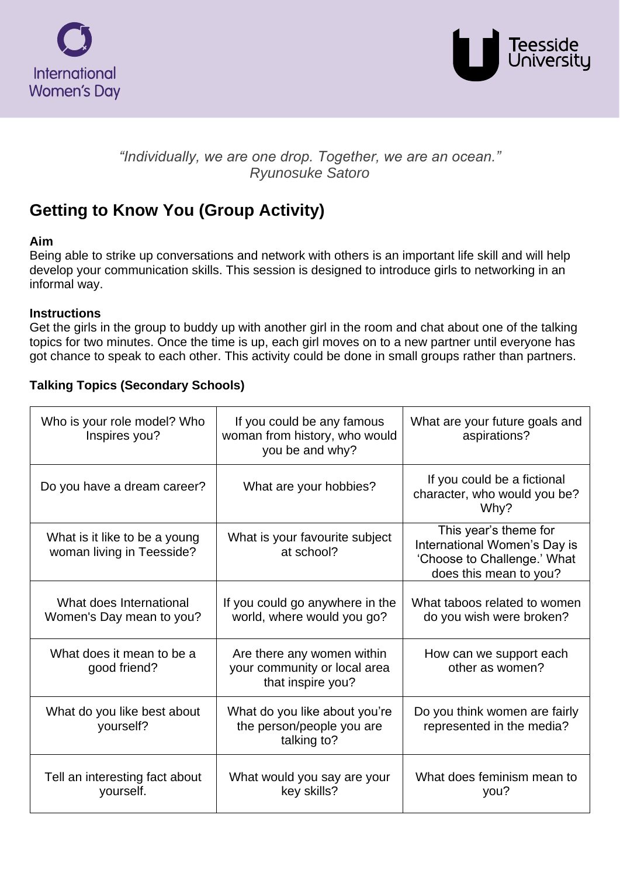International Women's Day

Teesside University

*"Individually, we are one drop. Together, we are an ocean."*
*Ryunosuke Satoro*

## Getting to Know You (Group Activity)

**Aim**

Being able to strike up conversations and network with others is an important life skill and will help develop your communication skills. This session is designed to introduce girls to networking in an informal way.

**Instructions**

Get the girls in the group to buddy up with another girl in the room and chat about one of the talking topics for two minutes. Once the time is up, each girl moves on to a new partner until everyone has got chance to speak to each other. This activity could be done in small groups rather than partners.

**Talking Topics (Secondary Schools)**

| | | |
|---|---|---|
| Who is your role model? Who Inspires you? | If you could be any famous woman from history, who would you be and why? | What are your future goals and aspirations? |
| Do you have a dream career? | What are your hobbies? | If you could be a fictional character, who would you be? Why? |
| What is it like to be a young woman living in Teesside? | What is your favourite subject at school? | This year's theme for International Women's Day is 'Choose to Challenge.' What does this mean to you? |
| What does International Women's Day mean to you? | If you could go anywhere in the world, where would you go? | What taboos related to women do you wish were broken? |
| What does it mean to be a good friend? | Are there any women within your community or local area that inspire you? | How can we support each other as women? |
| What do you like best about yourself? | What do you like about you're the person/people you are talking to? | Do you think women are fairly represented in the media? |
| Tell an interesting fact about yourself. | What would you say are your key skills? | What does feminism mean to you? |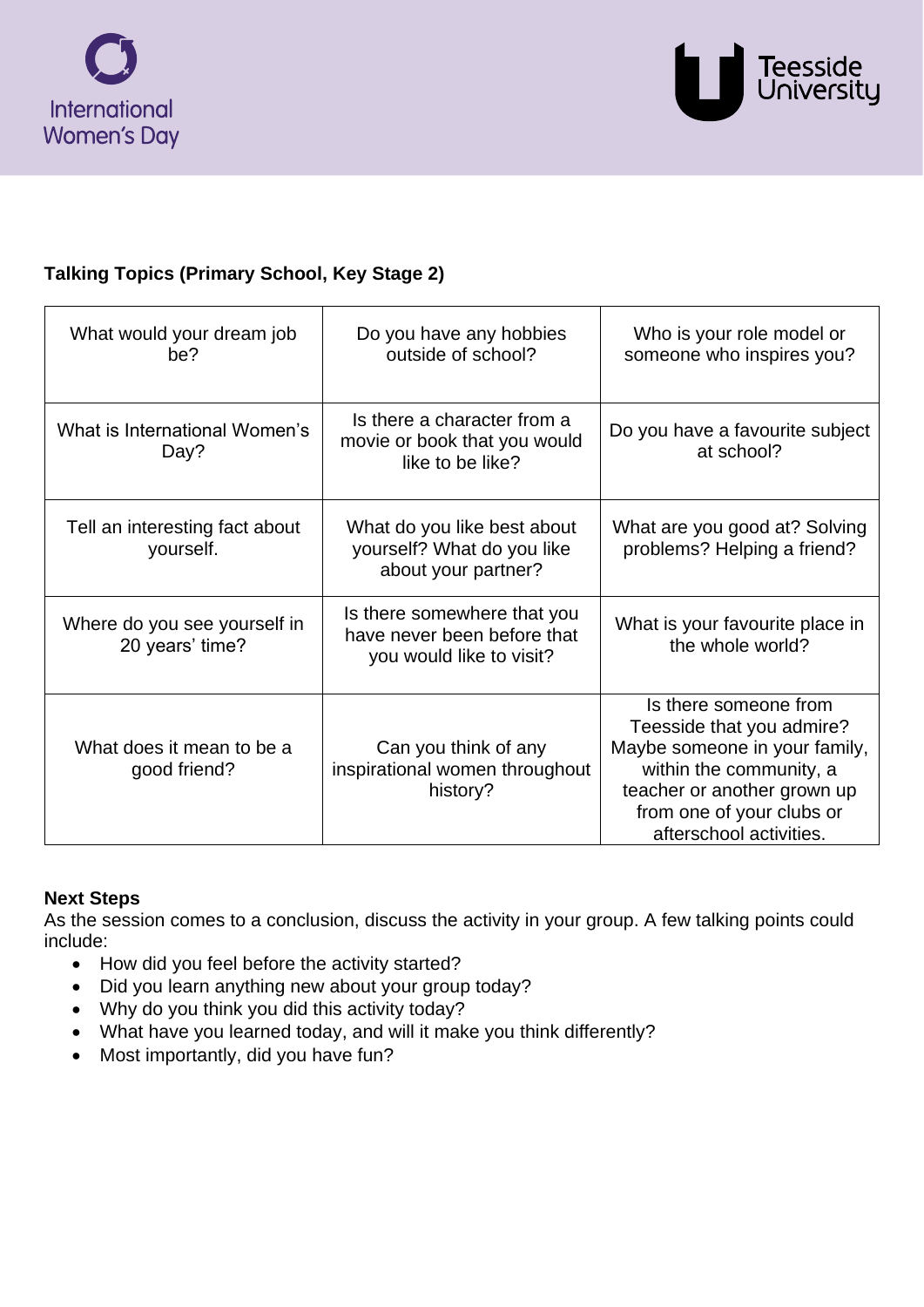International Women's Day

Teesside University

**Talking Topics (Primary School, Key Stage 2)**

| | | |
|---|---|---|
| What would your dream job be? | Do you have any hobbies outside of school? | Who is your role model or someone who inspires you? |
| What is International Women's Day? | Is there a character from a movie or book that you would like to be like? | Do you have a favourite subject at school? |
| Tell an interesting fact about yourself. | What do you like best about yourself? What do you like about your partner? | What are you good at? Solving problems? Helping a friend? |
| Where do you see yourself in 20 years' time? | Is there somewhere that you have never been before that you would like to visit? | What is your favourite place in the whole world? |
| What does it mean to be a good friend? | Can you think of any inspirational women throughout history? | Is there someone from Teesside that you admire? Maybe someone in your family, within the community, a teacher or another grown up from one of your clubs or afterschool activities. |

**Next Steps**

As the session comes to a conclusion, discuss the activity in your group. A few talking points could include:

- How did you feel before the activity started?
- Did you learn anything new about your group today?
- Why do you think you did this activity today?
- What have you learned today, and will it make you think differently?
- Most importantly, did you have fun?